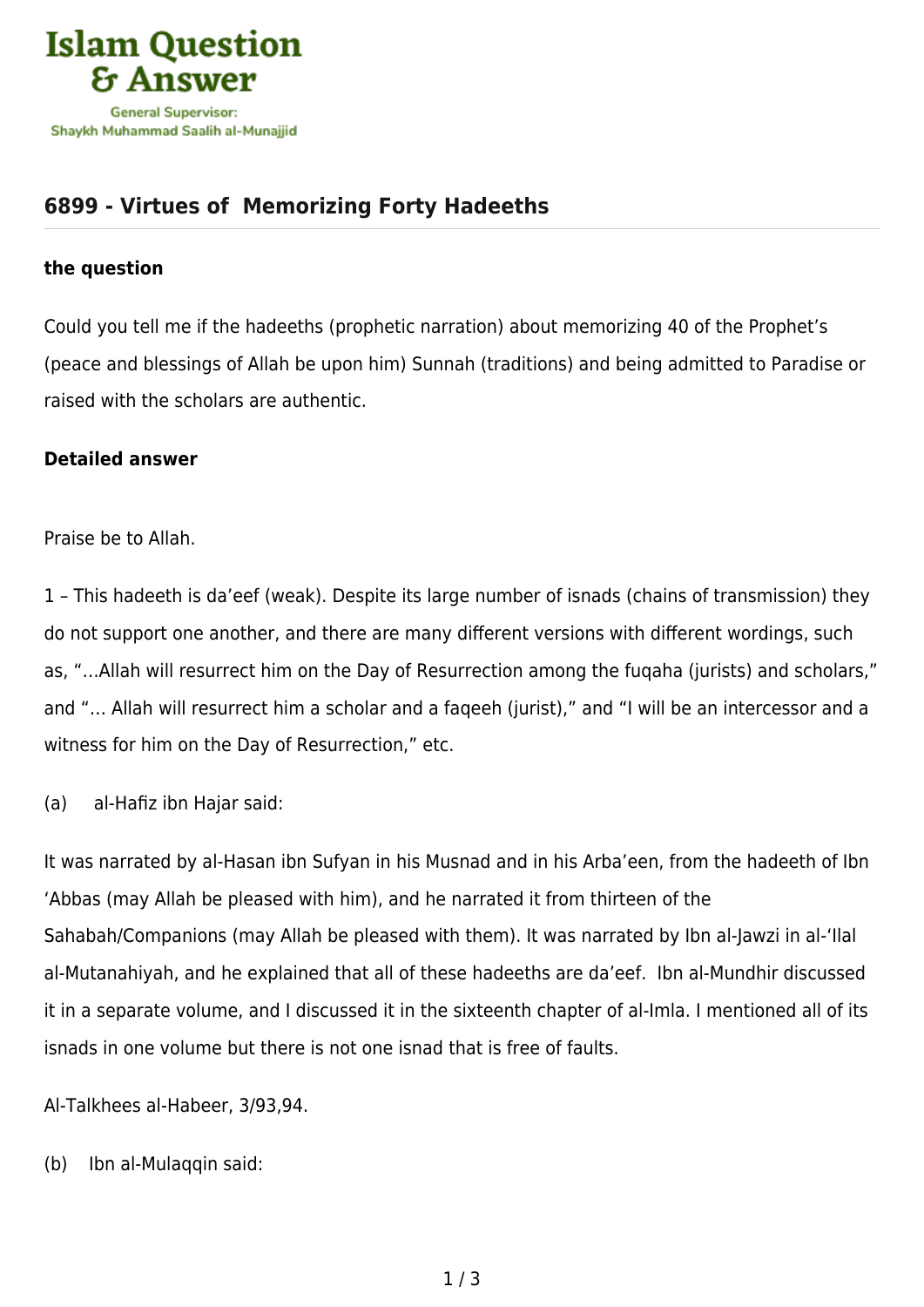# Islam Question & Answer

General Supervisor: Shaykh Muhammad Saalih al-Munajjid

## 6899 - Virtues of Memorizing Forty Hadeeths

### the question

Could you tell me if the hadeeths (prophetic narration) about memorizing 40 of the Prophet's (peace and blessings of Allah be upon him) Sunnah (traditions) and being admitted to Paradise or raised with the scholars are authentic.

### Detailed answer

Praise be to Allah.

1 – This hadeeth is da'eef (weak). Despite its large number of isnads (chains of transmission) they do not support one another, and there are many different versions with different wordings, such as, "…Allah will resurrect him on the Day of Resurrection among the fuqaha (jurists) and scholars," and "… Allah will resurrect him a scholar and a faqeeh (jurist)," and "I will be an intercessor and a witness for him on the Day of Resurrection," etc.

(a) al-Hafiz ibn Hajar said:

It was narrated by al-Hasan ibn Sufyan in his Musnad and in his Arba'een, from the hadeeth of Ibn 'Abbas (may Allah be pleased with him), and he narrated it from thirteen of the Sahabah/Companions (may Allah be pleased with them). It was narrated by Ibn al-Jawzi in al-'Ilal al-Mutanahiyah, and he explained that all of these hadeeths are da'eef. Ibn al-Mundhir discussed it in a separate volume, and I discussed it in the sixteenth chapter of al-Imla. I mentioned all of its isnads in one volume but there is not one isnad that is free of faults.

Al-Talkhees al-Habeer, 3/93,94.

(b) Ibn al-Mulaqqin said: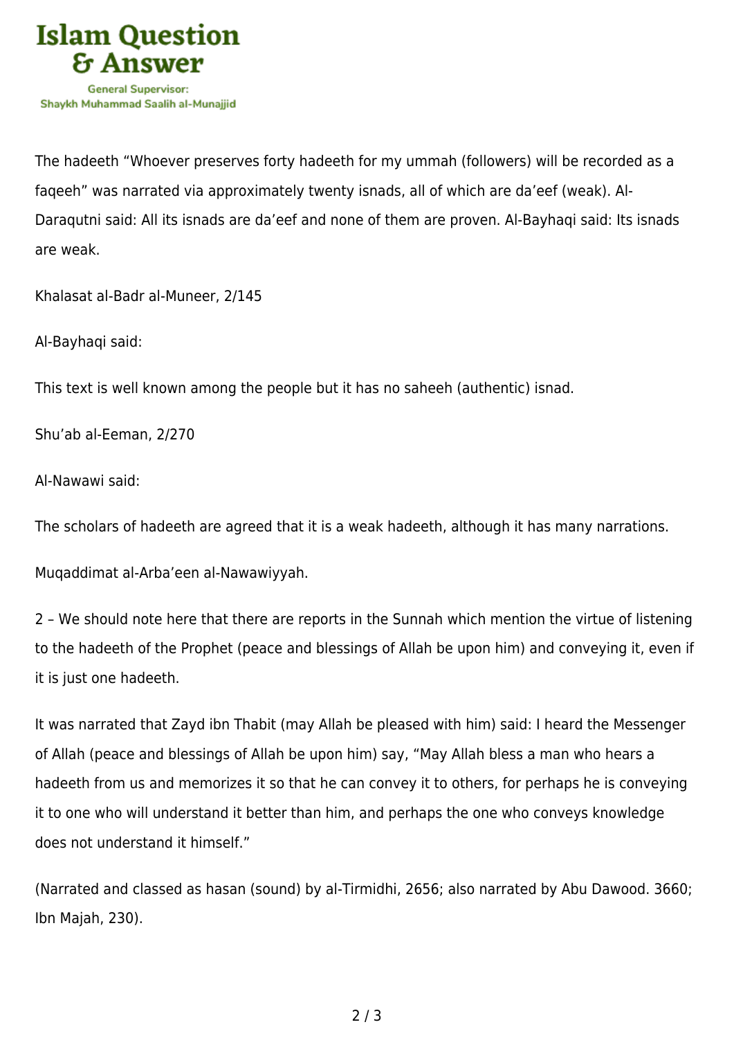The hadeeth “Whoever preserves forty hadeeth for my ummah (followers) will be recorded as a faqeeh” was narrated via approximately twenty isnads, all of which are da’eef (weak). Al-Daraqutni said: All its isnads are da’eef and none of them are proven. Al-Bayhaqi said: Its isnads are weak.

Khalasat al-Badr al-Muneer, 2/145

Al-Bayhaqi said:

This text is well known among the people but it has no saheeh (authentic) isnad.

Shu’ab al-Eeman, 2/270

Al-Nawawi said:

The scholars of hadeeth are agreed that it is a weak hadeeth, although it has many narrations.

Muqaddimat al-Arba’een al-Nawawiyyah.

2 – We should note here that there are reports in the Sunnah which mention the virtue of listening to the hadeeth of the Prophet (peace and blessings of Allah be upon him) and conveying it, even if it is just one hadeeth.

It was narrated that Zayd ibn Thabit (may Allah be pleased with him) said: I heard the Messenger of Allah (peace and blessings of Allah be upon him) say, “May Allah bless a man who hears a hadeeth from us and memorizes it so that he can convey it to others, for perhaps he is conveying it to one who will understand it better than him, and perhaps the one who conveys knowledge does not understand it himself.”

(Narrated and classed as hasan (sound) by al-Tirmidhi, 2656; also narrated by Abu Dawood. 3660; Ibn Majah, 230).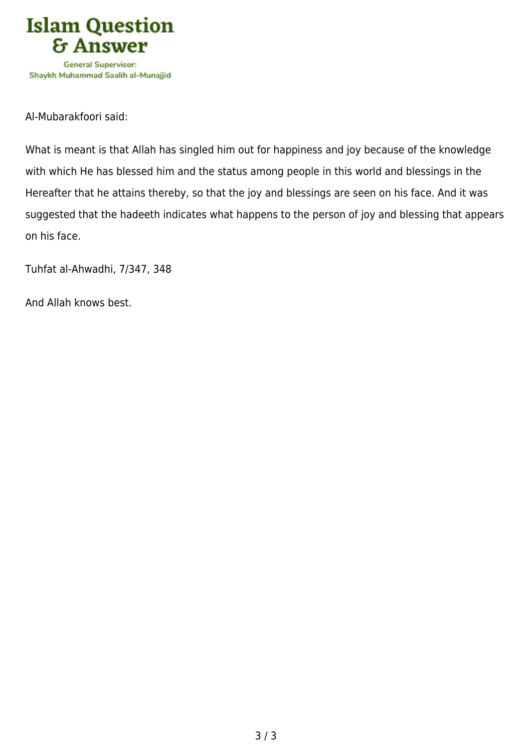Al-Mubarakfoori said:

What is meant is that Allah has singled him out for happiness and joy because of the knowledge with which He has blessed him and the status among people in this world and blessings in the Hereafter that he attains thereby, so that the joy and blessings are seen on his face. And it was suggested that the hadeeth indicates what happens to the person of joy and blessing that appears on his face.

Tuhfat al-Ahwadhi, 7/347, 348

And Allah knows best.